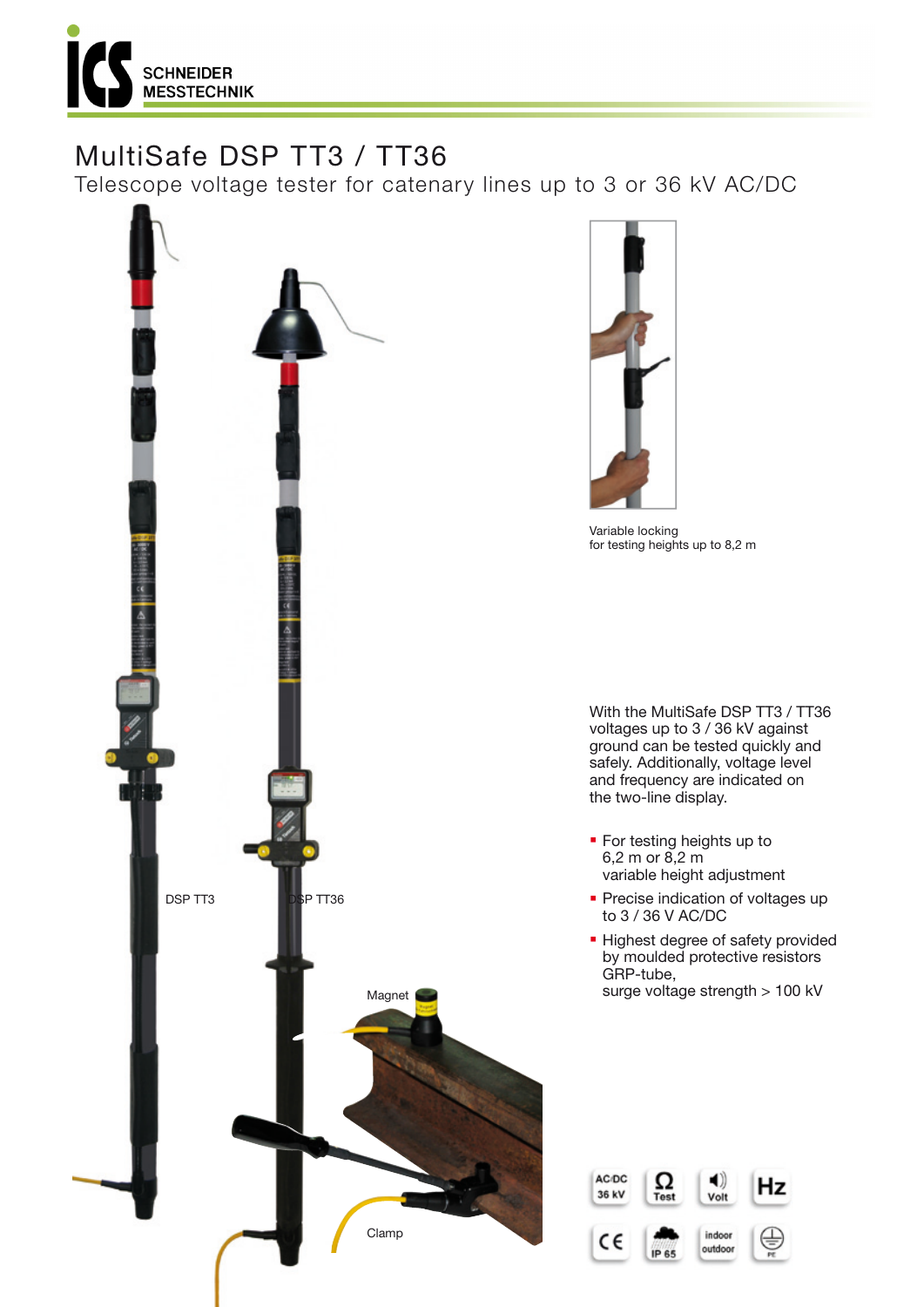ICS SCHNEIDER MESSTECHNIK

# MultiSafe DSP TT3 / TT36

## Telescope voltage tester for catenary lines up to 3 or 36 kV AC/DC

DSP TT3

DSP TT36

Magnet

Clamp

Variable locking for testing heights up to 8,2 m

With the MultiSafe DSP TT3 / TT36 voltages up to 3 / 36 kV against ground can be tested quickly and safely. Additionally, voltage level and frequency are indicated on the two-line display.

- For testing heights up to 6,2 m or 8,2 m variable height adjustment
- Precise indication of voltages up to 3 / 36 V AC/DC
- Highest degree of safety provided by moulded protective resistors GRP-tube, surge voltage strength > 100 kV

AC/DC 36 kV | Test | Volt | Hz | CE | IP 65 | indoor outdoor | PE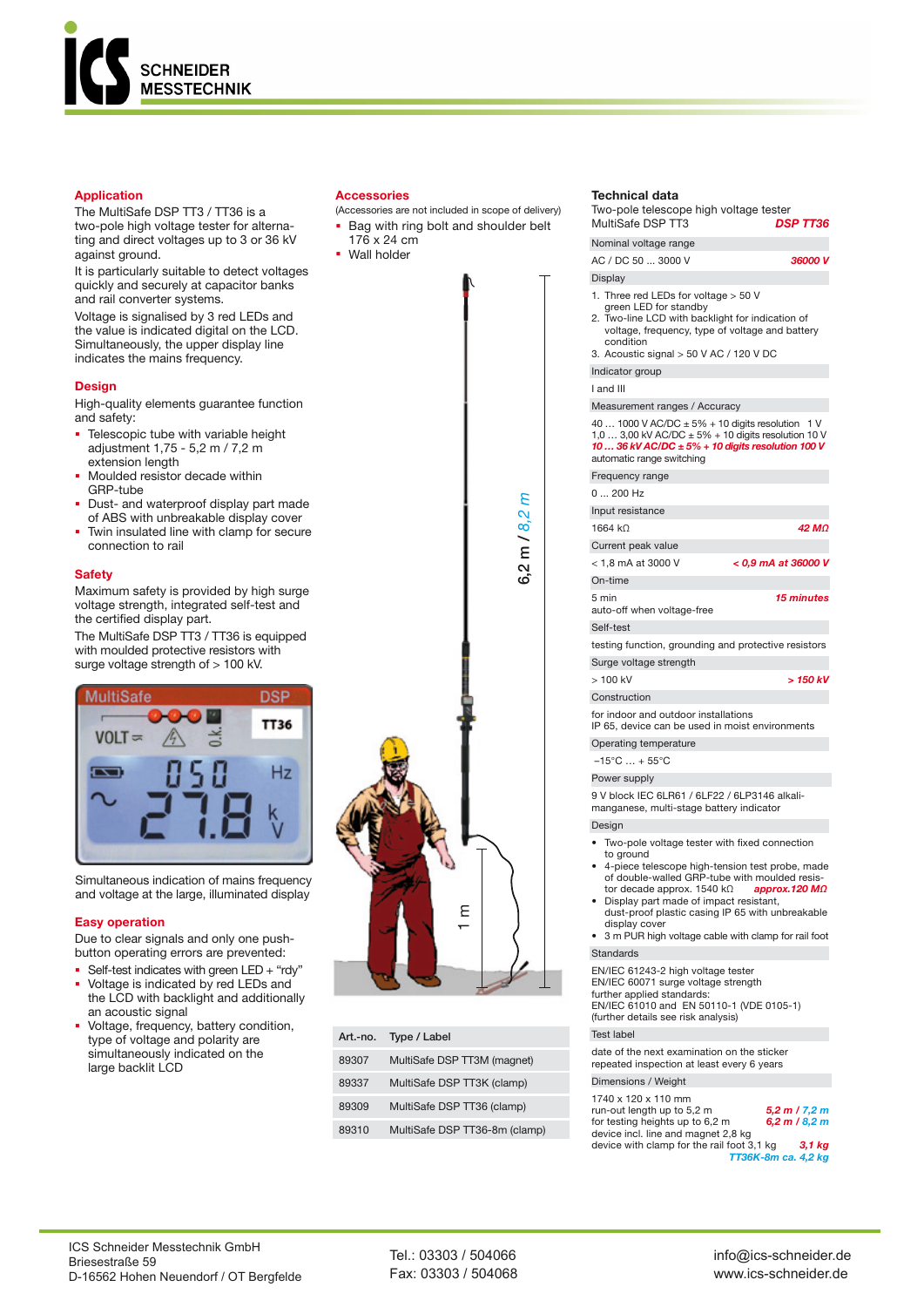ICS SCHNEIDER MESSTECHNIK

## Application

The MultiSafe DSP TT3 / TT36 is a two-pole high voltage tester for alternating and direct voltages up to 3 or 36 kV against ground.

It is particularly suitable to detect voltages quickly and securely at capacitor banks and rail converter systems.

Voltage is signalised by 3 red LEDs and the value is indicated digital on the LCD. Simultaneously, the upper display line indicates the mains frequency.

## Design

High-quality elements guarantee function and safety:

- Telescopic tube with variable height adjustment 1,75 - 5,2 m / 7,2 m extension length
- Moulded resistor decade within GRP-tube
- Dust- and waterproof display part made of ABS with unbreakable display cover
- Twin insulated line with clamp for secure connection to rail

## Safety

Maximum safety is provided by high surge voltage strength, integrated self-test and the certified display part.

The MultiSafe DSP TT3 / TT36 is equipped with moulded protective resistors with surge voltage strength of > 100 kV.

MultiSafe DSP
TT36
VOLT
050 Hz
27.8 kV

Simultaneous indication of mains frequency and voltage at the large, illuminated display

## Easy operation

Due to clear signals and only one push-button operating errors are prevented:

- Self-test indicates with green LED + "rdy"
- Voltage is indicated by red LEDs and the LCD with backlight and additionally an acoustic signal
- Voltage, frequency, battery condition, type of voltage and polarity are simultaneously indicated on the large backlit LCD

## Accessories

(Accessories are not included in scope of delivery)

- Bag with ring bolt and shoulder belt 176 x 24 cm
- Wall holder

6,2 m / 8,2 m

1 m

| Art.-no. | Type / Label |
|---|---|
| 89307 | MultiSafe DSP TT3M (magnet) |
| 89337 | MultiSafe DSP TT3K (clamp) |
| 89309 | MultiSafe DSP TT36 (clamp) |
| 89310 | MultiSafe DSP TT36-8m (clamp) |

## Technical data

Two-pole telescope high voltage tester MultiSafe DSP TT3 — ***DSP TT36***

**Nominal voltage range**

AC / DC 50 ... 3000 V — ***36000 V***

**Display**

1. Three red LEDs for voltage > 50 V green LED for standby
2. Two-line LCD with backlight for indication of voltage, frequency, type of voltage and battery condition
3. Acoustic signal > 50 V AC / 120 V DC

**Indicator group**

I and III

**Measurement ranges / Accuracy**

40 ... 1000 V AC/DC ± 5% + 10 digits resolution 1 V
1,0 ... 3,00 kV AC/DC ± 5% + 10 digits resolution 10 V
***10 ... 36 kV AC/DC ± 5% + 10 digits resolution 100 V***
automatic range switching

**Frequency range**

0 ... 200 Hz

**Input resistance**

1664 kΩ — ***42 MΩ***

**Current peak value**

< 1,8 mA at 3000 V — ***< 0,9 mA at 36000 V***

**On-time**

5 min — ***15 minutes***
auto-off when voltage-free

**Self-test**

testing function, grounding and protective resistors

**Surge voltage strength**

> 100 kV — ***> 150 kV***

**Construction**

for indoor and outdoor installations
IP 65, device can be used in moist environments

**Operating temperature**

−15°C ... + 55°C

**Power supply**

9 V block IEC 6LR61 / 6LF22 / 6LP3146 alkali-manganese, multi-stage battery indicator

**Design**

- Two-pole voltage tester with fixed connection to ground
- 4-piece telescope high-tension test probe, made of double-walled GRP-tube with moulded resistor decade approx. 1540 kΩ — ***approx.120 MΩ***
- Display part made of impact resistant, dust-proof plastic casing IP 65 with unbreakable display cover
- 3 m PUR high voltage cable with clamp for rail foot

**Standards**

EN/IEC 61243-2 high voltage tester
EN/IEC 60071 surge voltage strength
further applied standards:
EN/IEC 61010 and EN 50110-1 (VDE 0105-1)
(further details see risk analysis)

**Test label**

date of the next examination on the sticker
repeated inspection at least every 6 years

**Dimensions / Weight**

1740 x 120 x 110 mm
run-out length up to 5,2 m — ***5,2 m / 7,2 m***
for testing heights up to 6,2 m — ***6,2 m / 8,2 m***
device incl. line and magnet 2,8 kg
device with clamp for the rail foot 3,1 kg — ***3,1 kg***
***TT36K-8m ca. 4,2 kg***

ICS Schneider Messtechnik GmbH
Briesestraße 59
D-16562 Hohen Neuendorf / OT Bergfelde

Tel.: 03303 / 504066
Fax: 03303 / 504068

info@ics-schneider.de
www.ics-schneider.de